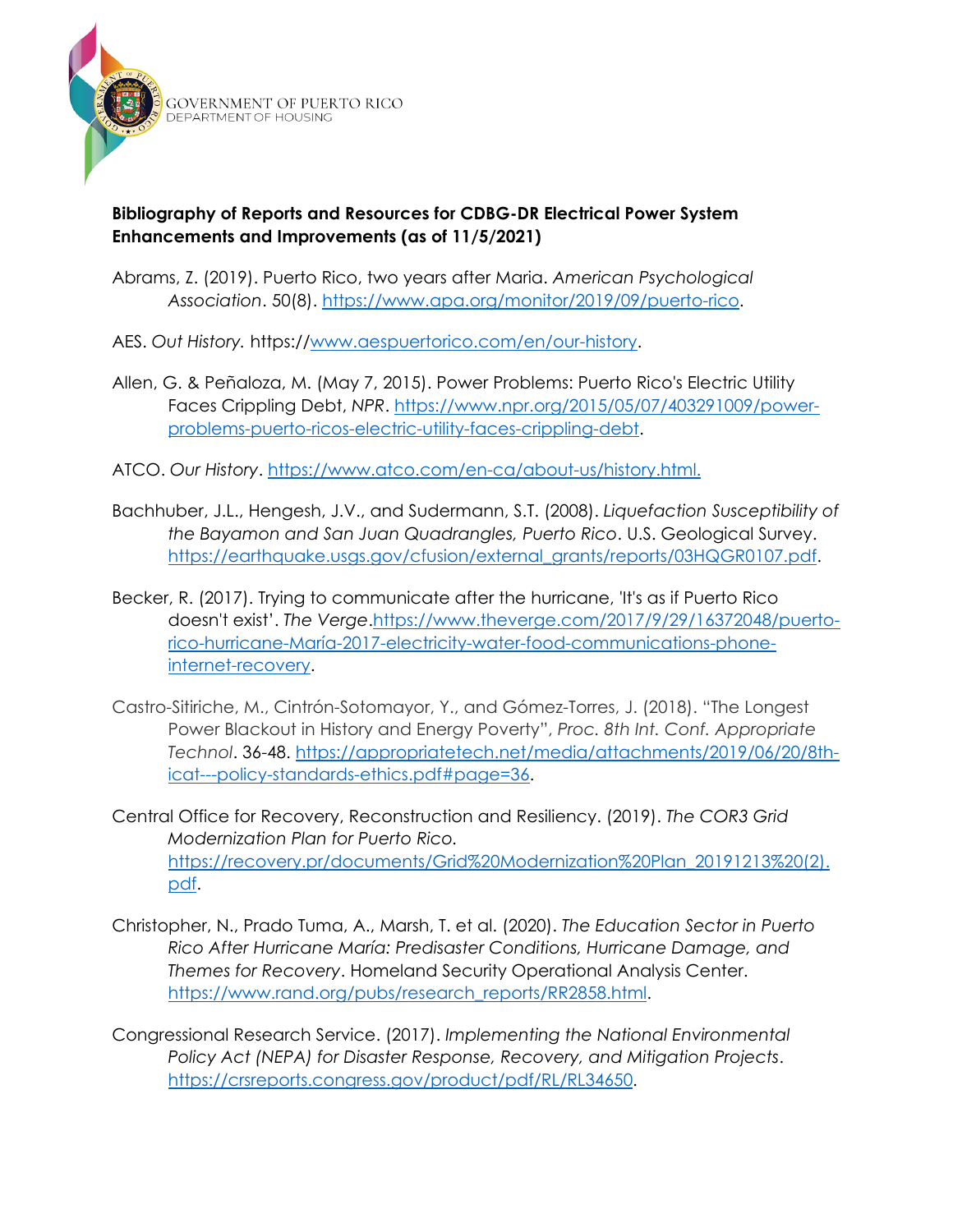GOVERNMENT OF PUERTO RICO
DEPARTMENT OF HOUSING

**Bibliography of Reports and Resources for CDBG-DR Electrical Power System Enhancements and Improvements (as of 11/5/2021)**

Abrams, Z. (2019). Puerto Rico, two years after Maria. *American Psychological Association*. 50(8). https://www.apa.org/monitor/2019/09/puerto-rico.

AES. *Out History.* https://www.aespuertorico.com/en/our-history.

Allen, G. & Peñaloza, M. (May 7, 2015). Power Problems: Puerto Rico's Electric Utility Faces Crippling Debt, *NPR*. https://www.npr.org/2015/05/07/403291009/power-problems-puerto-ricos-electric-utility-faces-crippling-debt.

ATCO. *Our History*. https://www.atco.com/en-ca/about-us/history.html.

Bachhuber, J.L., Hengesh, J.V., and Sudermann, S.T. (2008). *Liquefaction Susceptibility of the Bayamon and San Juan Quadrangles, Puerto Rico*. U.S. Geological Survey. https://earthquake.usgs.gov/cfusion/external_grants/reports/03HQGR0107.pdf.

Becker, R. (2017). Trying to communicate after the hurricane, 'It's as if Puerto Rico doesn't exist'. *The Verge*.https://www.theverge.com/2017/9/29/16372048/puerto-rico-hurricane-María-2017-electricity-water-food-communications-phone-internet-recovery.

Castro-Sitiriche, M., Cintrón-Sotomayor, Y., and Gómez-Torres, J. (2018). "The Longest Power Blackout in History and Energy Poverty", *Proc. 8th Int. Conf. Appropriate Technol*. 36-48. https://appropriatetech.net/media/attachments/2019/06/20/8th-icat---policy-standards-ethics.pdf#page=36.

Central Office for Recovery, Reconstruction and Resiliency. (2019). *The COR3 Grid Modernization Plan for Puerto Rico.* https://recovery.pr/documents/Grid%20Modernization%20Plan_20191213%20(2).pdf.

Christopher, N., Prado Tuma, A., Marsh, T. et al. (2020). *The Education Sector in Puerto Rico After Hurricane María: Predisaster Conditions, Hurricane Damage, and Themes for Recovery*. Homeland Security Operational Analysis Center. https://www.rand.org/pubs/research_reports/RR2858.html.

Congressional Research Service. (2017). *Implementing the National Environmental Policy Act (NEPA) for Disaster Response, Recovery, and Mitigation Projects*. https://crsreports.congress.gov/product/pdf/RL/RL34650.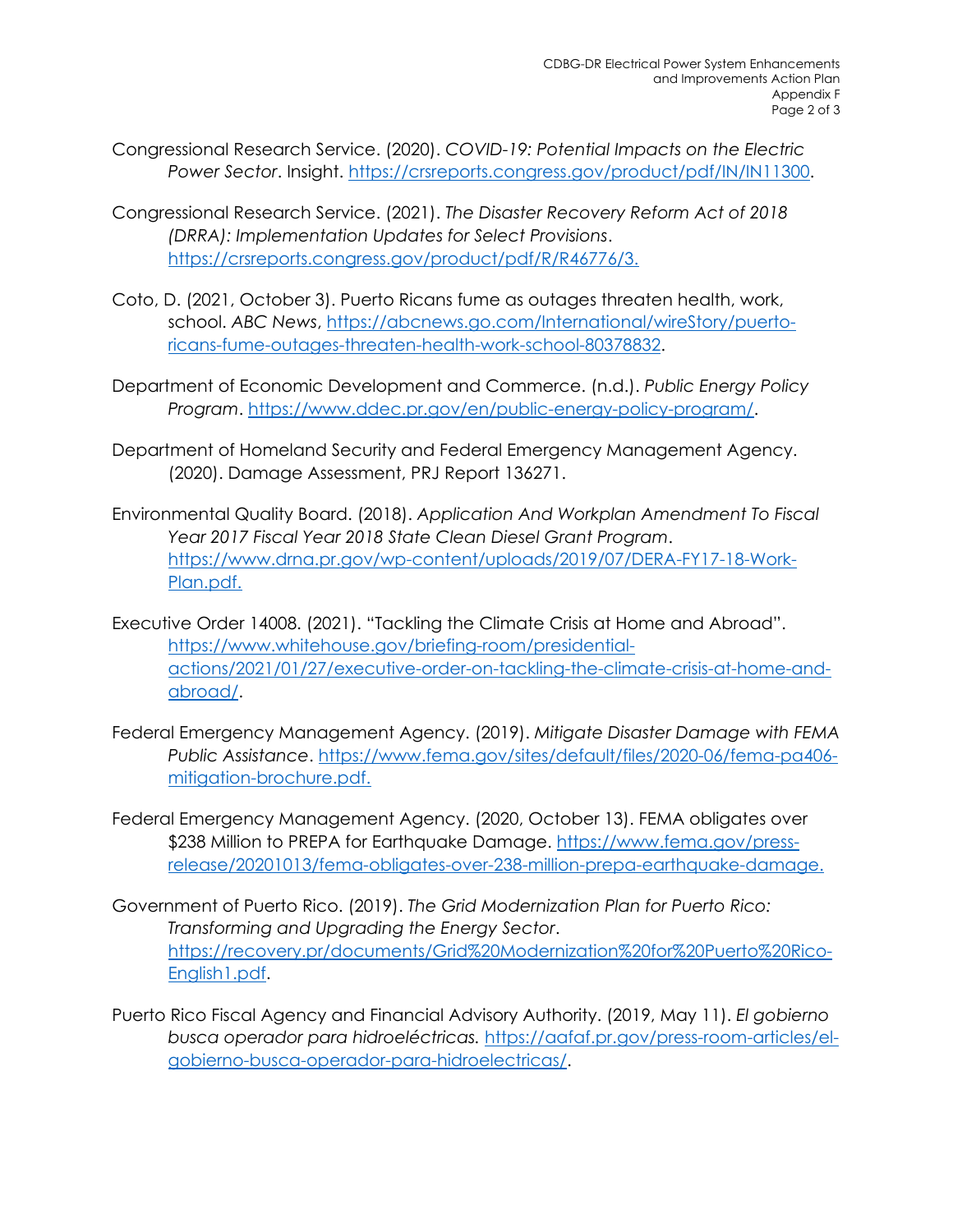Congressional Research Service. (2020). *COVID-19: Potential Impacts on the Electric Power Sector*. Insight. https://crsreports.congress.gov/product/pdf/IN/IN11300.

Congressional Research Service. (2021). *The Disaster Recovery Reform Act of 2018 (DRRA): Implementation Updates for Select Provisions*. https://crsreports.congress.gov/product/pdf/R/R46776/3.

Coto, D. (2021, October 3). Puerto Ricans fume as outages threaten health, work, school. *ABC News*, https://abcnews.go.com/International/wireStory/puerto-ricans-fume-outages-threaten-health-work-school-80378832.

Department of Economic Development and Commerce. (n.d.). *Public Energy Policy Program*. https://www.ddec.pr.gov/en/public-energy-policy-program/.

Department of Homeland Security and Federal Emergency Management Agency. (2020). Damage Assessment, PRJ Report 136271.

Environmental Quality Board. (2018). *Application And Workplan Amendment To Fiscal Year 2017 Fiscal Year 2018 State Clean Diesel Grant Program*. https://www.drna.pr.gov/wp-content/uploads/2019/07/DERA-FY17-18-Work-Plan.pdf.

Executive Order 14008. (2021). "Tackling the Climate Crisis at Home and Abroad". https://www.whitehouse.gov/briefing-room/presidential-actions/2021/01/27/executive-order-on-tackling-the-climate-crisis-at-home-and-abroad/.

Federal Emergency Management Agency. (2019). *Mitigate Disaster Damage with FEMA Public Assistance*. https://www.fema.gov/sites/default/files/2020-06/fema-pa406-mitigation-brochure.pdf.

Federal Emergency Management Agency. (2020, October 13). FEMA obligates over $238 Million to PREPA for Earthquake Damage. https://www.fema.gov/press-release/20201013/fema-obligates-over-238-million-prepa-earthquake-damage.

Government of Puerto Rico. (2019). *The Grid Modernization Plan for Puerto Rico: Transforming and Upgrading the Energy Sector*. https://recovery.pr/documents/Grid%20Modernization%20for%20Puerto%20Rico-English1.pdf.

Puerto Rico Fiscal Agency and Financial Advisory Authority. (2019, May 11). *El gobierno busca operador para hidroeléctricas.* https://aafaf.pr.gov/press-room-articles/el-gobierno-busca-operador-para-hidroelectricas/.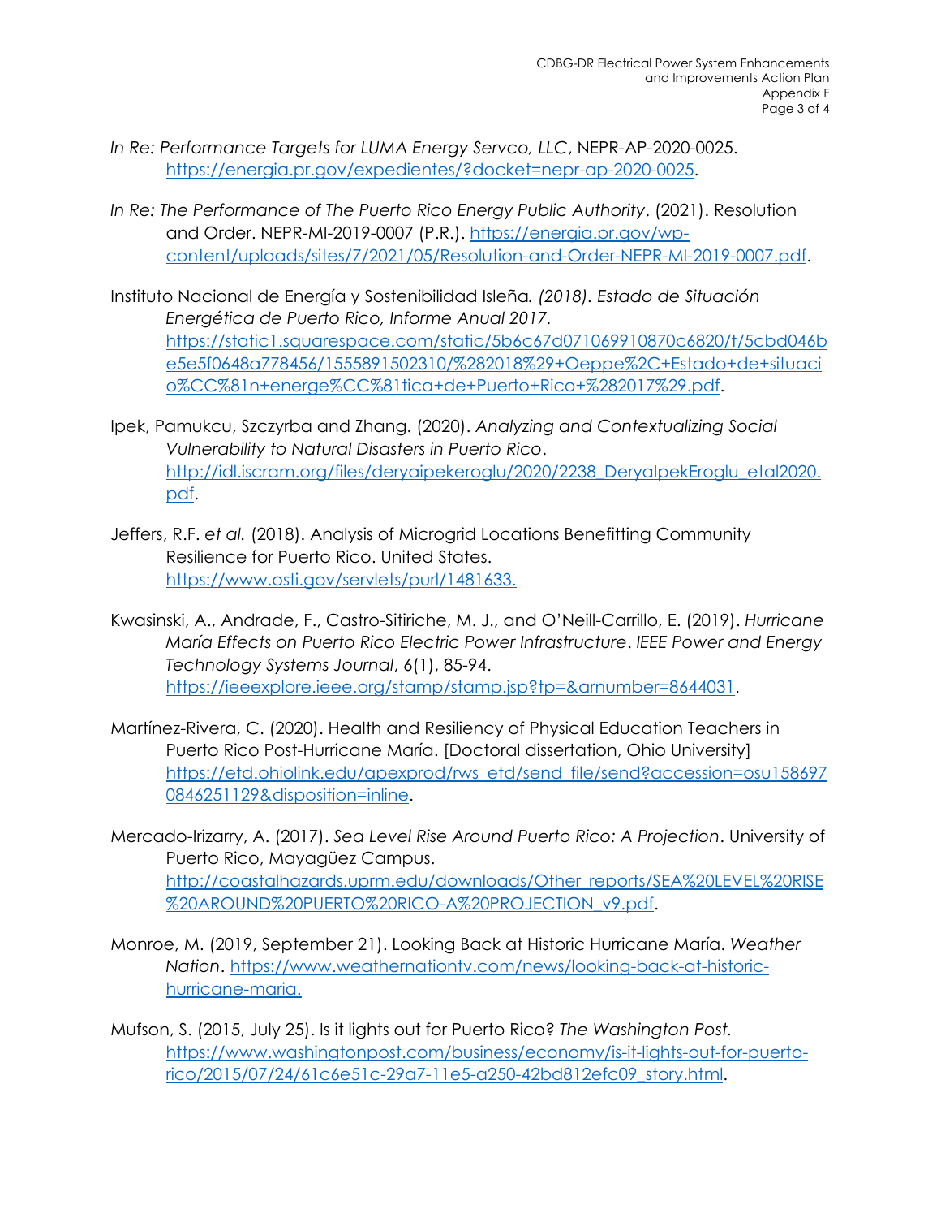*In Re: Performance Targets for LUMA Energy Servco, LLC*, NEPR-AP-2020-0025. https://energia.pr.gov/expedientes/?docket=nepr-ap-2020-0025.

*In Re: The Performance of The Puerto Rico Energy Public Authority*. (2021). Resolution and Order. NEPR-MI-2019-0007 (P.R.). https://energia.pr.gov/wp-content/uploads/sites/7/2021/05/Resolution-and-Order-NEPR-MI-2019-0007.pdf.

Instituto Nacional de Energía y Sostenibilidad Isleña*. (2018). Estado de Situación Energética de Puerto Rico, Informe Anual 2017*. https://static1.squarespace.com/static/5b6c67d071069910870c6820/t/5cbd046be5e5f0648a778456/1555891502310/%282018%29+Oeppe%2C+Estado+de+situacio%CC%81n+energe%CC%81tica+de+Puerto+Rico+%282017%29.pdf.

Ipek, Pamukcu, Szczyrba and Zhang. (2020). *Analyzing and Contextualizing Social Vulnerability to Natural Disasters in Puerto Rico*. http://idl.iscram.org/files/deryaipekeroglu/2020/2238_DeryaIpekEroglu_etal2020.pdf.

Jeffers, R.F. *et al.* (2018). Analysis of Microgrid Locations Benefitting Community Resilience for Puerto Rico. United States. https://www.osti.gov/servlets/purl/1481633.

Kwasinski, A., Andrade, F., Castro-Sitiriche, M. J., and O'Neill-Carrillo, E. (2019). *Hurricane María Effects on Puerto Rico Electric Power Infrastructure*. *IEEE Power and Energy Technology Systems Journal*, 6(1), 85-94. https://ieeexplore.ieee.org/stamp/stamp.jsp?tp=&arnumber=8644031.

Martínez-Rivera, C. (2020). Health and Resiliency of Physical Education Teachers in Puerto Rico Post-Hurricane María. [Doctoral dissertation, Ohio University] https://etd.ohiolink.edu/apexprod/rws_etd/send_file/send?accession=osu1586970846251129&disposition=inline.

Mercado-Irizarry, A. (2017). *Sea Level Rise Around Puerto Rico: A Projection*. University of Puerto Rico, Mayagüez Campus. http://coastalhazards.uprm.edu/downloads/Other_reports/SEA%20LEVEL%20RISE%20AROUND%20PUERTO%20RICO-A%20PROJECTION_v9.pdf.

Monroe, M. (2019, September 21). Looking Back at Historic Hurricane María. *Weather Nation*. https://www.weathernationtv.com/news/looking-back-at-historic-hurricane-maria.

Mufson, S. (2015, July 25). Is it lights out for Puerto Rico? *The Washington Post.* https://www.washingtonpost.com/business/economy/is-it-lights-out-for-puerto-rico/2015/07/24/61c6e51c-29a7-11e5-a250-42bd812efc09_story.html.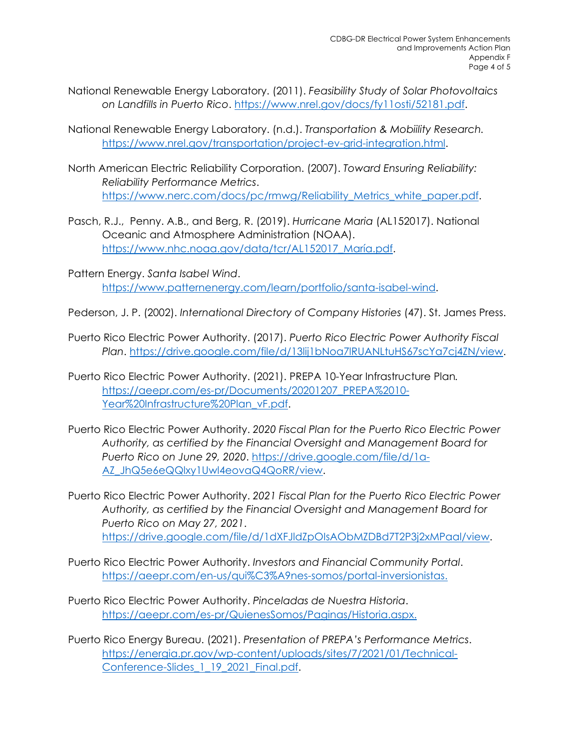National Renewable Energy Laboratory. (2011). *Feasibility Study of Solar Photovoltaics on Landfills in Puerto Rico*. https://www.nrel.gov/docs/fy11osti/52181.pdf.

National Renewable Energy Laboratory. (n.d.). *Transportation & Mobiility Research.* https://www.nrel.gov/transportation/project-ev-grid-integration.html.

North American Electric Reliability Corporation. (2007). *Toward Ensuring Reliability: Reliability Performance Metrics*. https://www.nerc.com/docs/pc/rmwg/Reliability_Metrics_white_paper.pdf.

Pasch, R.J., Penny. A.B., and Berg, R. (2019). *Hurricane Maria* (AL152017). National Oceanic and Atmosphere Administration (NOAA). https://www.nhc.noaa.gov/data/tcr/AL152017_María.pdf.

Pattern Energy. *Santa Isabel Wind*. https://www.patternenergy.com/learn/portfolio/santa-isabel-wind.

Pederson, J. P. (2002). *International Directory of Company Histories* (47). St. James Press.

Puerto Rico Electric Power Authority. (2017). *Puerto Rico Electric Power Authority Fiscal Plan*. https://drive.google.com/file/d/13lij1bNoa7lRUANLtuHS67scYa7cj4ZN/view.

Puerto Rico Electric Power Authority. (2021). PREPA 10-Year Infrastructure Plan. https://aeepr.com/es-pr/Documents/20201207_PREPA%2010-Year%20Infrastructure%20Plan_vF.pdf.

Puerto Rico Electric Power Authority. *2020 Fiscal Plan for the Puerto Rico Electric Power Authority, as certified by the Financial Oversight and Management Board for Puerto Rico on June 29, 2020*. https://drive.google.com/file/d/1a-AZ_JhQ5e6eQQlxy1Uwl4eovaQ4QoRR/view.

Puerto Rico Electric Power Authority. *2021 Fiscal Plan for the Puerto Rico Electric Power Authority, as certified by the Financial Oversight and Management Board for Puerto Rico on May 27, 2021*. https://drive.google.com/file/d/1dXFJldZpOIsAObMZDBd7T2P3j2xMPaal/view.

Puerto Rico Electric Power Authority. *Investors and Financial Community Portal*. https://aeepr.com/en-us/qui%C3%A9nes-somos/portal-inversionistas.

Puerto Rico Electric Power Authority. *Pinceladas de Nuestra Historia*. https://aeepr.com/es-pr/QuienesSomos/Paginas/Historia.aspx.

Puerto Rico Energy Bureau. (2021). *Presentation of PREPA's Performance Metrics*. https://energia.pr.gov/wp-content/uploads/sites/7/2021/01/Technical-Conference-Slides_1_19_2021_Final.pdf.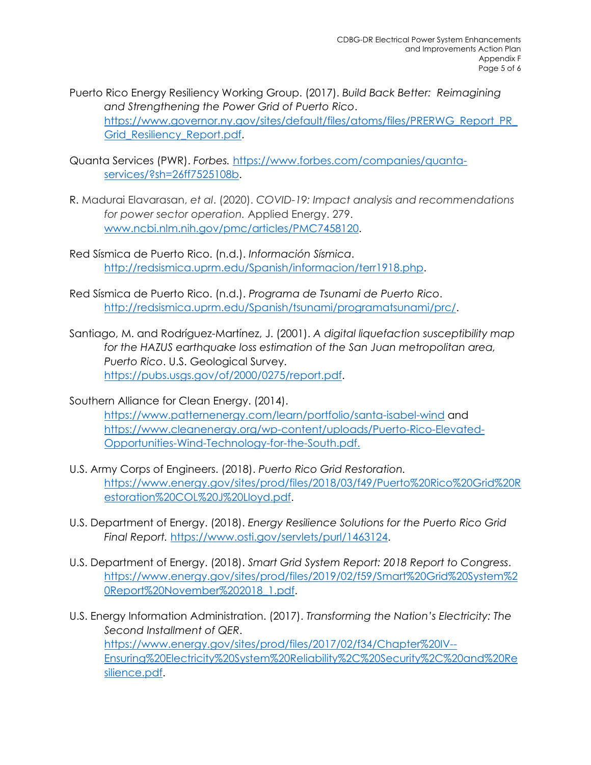Puerto Rico Energy Resiliency Working Group. (2017). *Build Back Better: Reimagining and Strengthening the Power Grid of Puerto Rico*. https://www.governor.ny.gov/sites/default/files/atoms/files/PRERWG_Report_PR_Grid_Resiliency_Report.pdf.

Quanta Services (PWR). *Forbes.* https://www.forbes.com/companies/quanta-services/?sh=26ff7525108b.

R. Madurai Elavarasan, *et al*. (2020). *COVID-19: Impact analysis and recommendations for power sector operation.* Applied Energy. 279. www.ncbi.nlm.nih.gov/pmc/articles/PMC7458120.

Red Sísmica de Puerto Rico. (n.d.). *Información Sísmica*. http://redsismica.uprm.edu/Spanish/informacion/terr1918.php.

Red Sísmica de Puerto Rico. (n.d.). *Programa de Tsunami de Puerto Rico*. http://redsismica.uprm.edu/Spanish/tsunami/programatsunami/prc/.

Santiago, M. and Rodríguez-Martínez, J. (2001). *A digital liquefaction susceptibility map for the HAZUS earthquake loss estimation of the San Juan metropolitan area, Puerto Rico*. U.S. Geological Survey. https://pubs.usgs.gov/of/2000/0275/report.pdf.

Southern Alliance for Clean Energy. (2014). https://www.patternenergy.com/learn/portfolio/santa-isabel-wind and https://www.cleanenergy.org/wp-content/uploads/Puerto-Rico-Elevated-Opportunities-Wind-Technology-for-the-South.pdf.

U.S. Army Corps of Engineers. (2018). *Puerto Rico Grid Restoration.* https://www.energy.gov/sites/prod/files/2018/03/f49/Puerto%20Rico%20Grid%20Restoration%20COL%20J%20Lloyd.pdf.

U.S. Department of Energy. (2018). *Energy Resilience Solutions for the Puerto Rico Grid Final Report.* https://www.osti.gov/servlets/purl/1463124.

U.S. Department of Energy. (2018). *Smart Grid System Report: 2018 Report to Congress*. https://www.energy.gov/sites/prod/files/2019/02/f59/Smart%20Grid%20System%20Report%20November%202018_1.pdf.

U.S. Energy Information Administration. (2017). *Transforming the Nation's Electricity: The Second Installment of QER*. https://www.energy.gov/sites/prod/files/2017/02/f34/Chapter%20IV--Ensuring%20Electricity%20System%20Reliability%2C%20Security%2C%20and%20Resilience.pdf.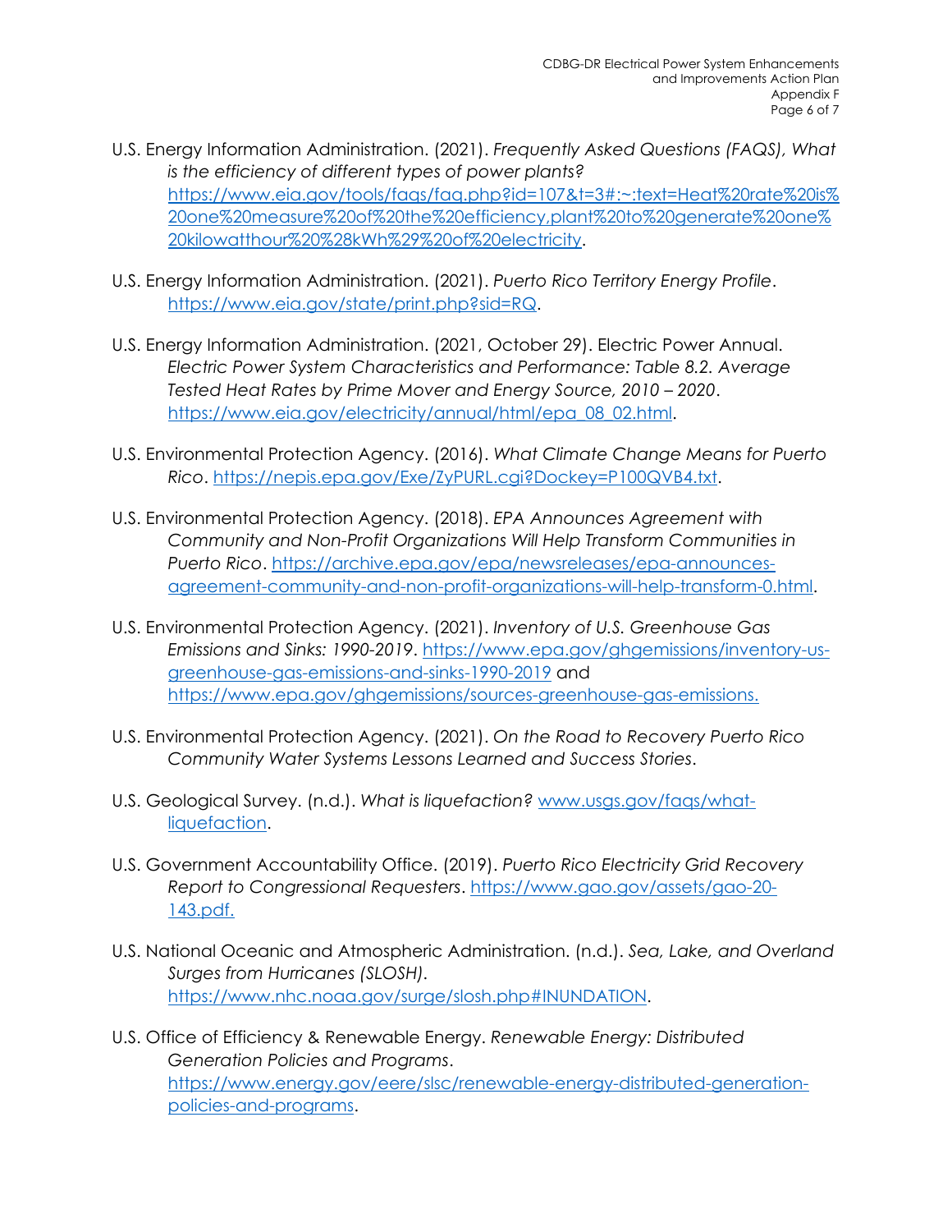U.S. Energy Information Administration. (2021). *Frequently Asked Questions (FAQS), What is the efficiency of different types of power plants?* https://www.eia.gov/tools/faqs/faq.php?id=107&t=3#:~:text=Heat%20rate%20is%20one%20measure%20of%20the%20efficiency,plant%20to%20generate%20one%20kilowatthour%20%28kWh%29%20of%20electricity.

U.S. Energy Information Administration. (2021). *Puerto Rico Territory Energy Profile*. https://www.eia.gov/state/print.php?sid=RQ.

U.S. Energy Information Administration. (2021, October 29). Electric Power Annual. *Electric Power System Characteristics and Performance: Table 8.2. Average Tested Heat Rates by Prime Mover and Energy Source, 2010 – 2020*. https://www.eia.gov/electricity/annual/html/epa_08_02.html.

U.S. Environmental Protection Agency. (2016). *What Climate Change Means for Puerto Rico*. https://nepis.epa.gov/Exe/ZyPURL.cgi?Dockey=P100QVB4.txt.

U.S. Environmental Protection Agency. (2018). *EPA Announces Agreement with Community and Non-Profit Organizations Will Help Transform Communities in Puerto Rico*. https://archive.epa.gov/epa/newsreleases/epa-announces-agreement-community-and-non-profit-organizations-will-help-transform-0.html.

U.S. Environmental Protection Agency. (2021). *Inventory of U.S. Greenhouse Gas Emissions and Sinks: 1990-2019*. https://www.epa.gov/ghgemissions/inventory-us-greenhouse-gas-emissions-and-sinks-1990-2019 and https://www.epa.gov/ghgemissions/sources-greenhouse-gas-emissions.

U.S. Environmental Protection Agency. (2021). *On the Road to Recovery Puerto Rico Community Water Systems Lessons Learned and Success Stories*.

U.S. Geological Survey. (n.d.). *What is liquefaction?* www.usgs.gov/faqs/what-liquefaction.

U.S. Government Accountability Office. (2019). *Puerto Rico Electricity Grid Recovery Report to Congressional Requesters*. https://www.gao.gov/assets/gao-20-143.pdf.

U.S. National Oceanic and Atmospheric Administration. (n.d.). *Sea, Lake, and Overland Surges from Hurricanes (SLOSH)*. https://www.nhc.noaa.gov/surge/slosh.php#INUNDATION.

U.S. Office of Efficiency & Renewable Energy. *Renewable Energy: Distributed Generation Policies and Programs*. https://www.energy.gov/eere/slsc/renewable-energy-distributed-generation-policies-and-programs.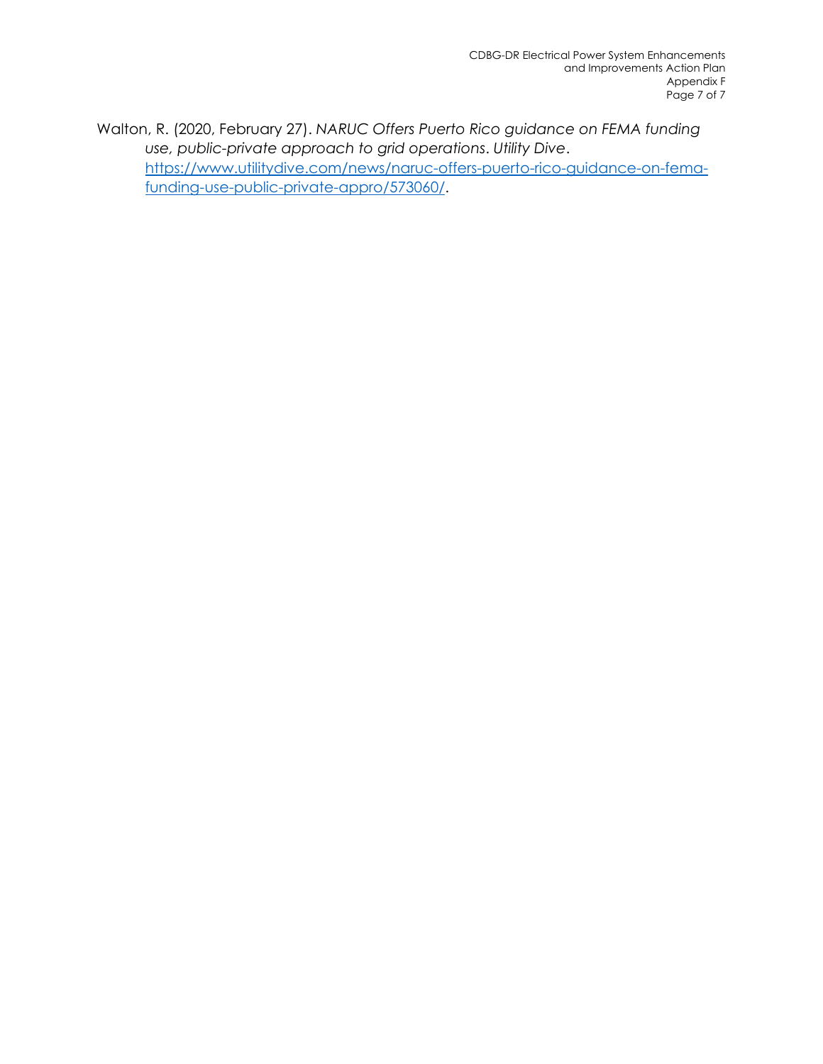Walton, R. (2020, February 27). *NARUC Offers Puerto Rico guidance on FEMA funding use, public-private approach to grid operations*. *Utility Dive*. [https://www.utilitydive.com/news/naruc-offers-puerto-rico-guidance-on-fema-funding-use-public-private-appro/573060/](https://www.utilitydive.com/news/naruc-offers-puerto-rico-guidance-on-fema-funding-use-public-private-appro/573060/).